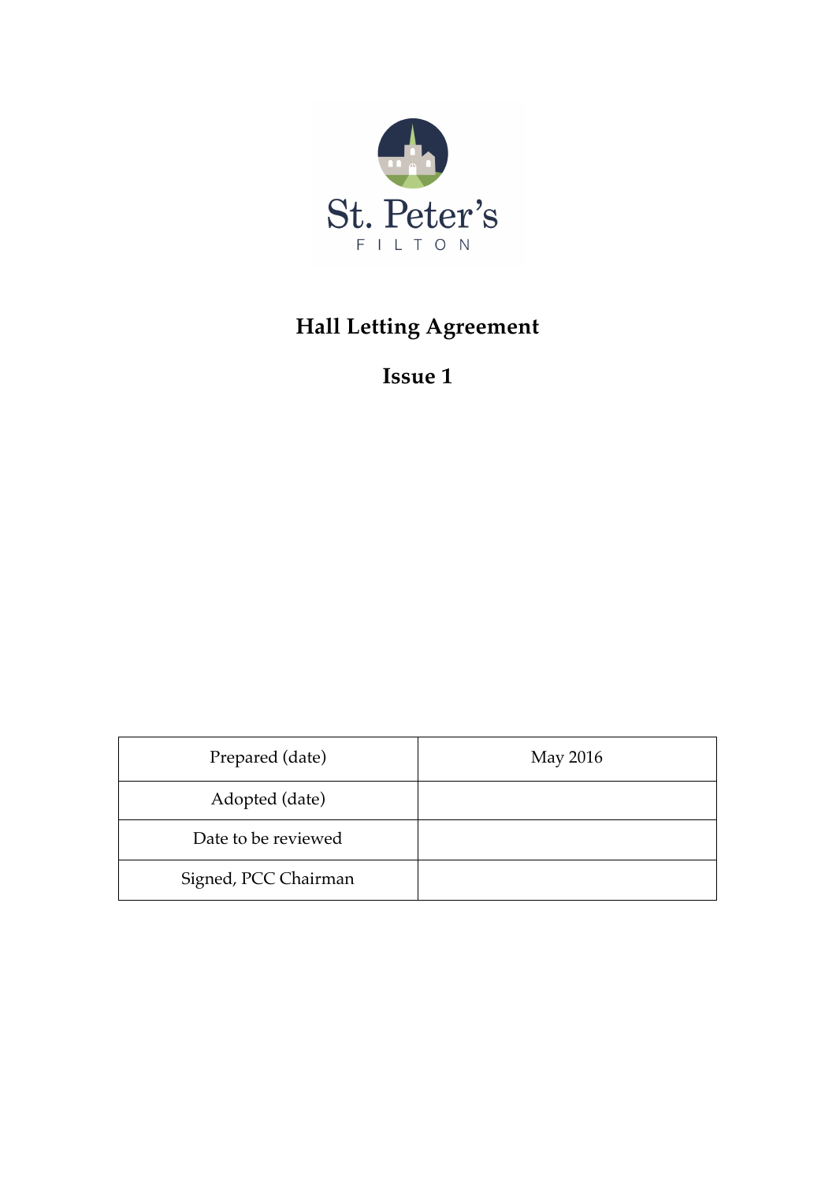St. Peter's

FILTON

# Hall Letting Agreement

## Issue 1

| Prepared (date) | May 2016 |
|---|---|
| Adopted (date) | |
| Date to be reviewed | |
| Signed, PCC Chairman | |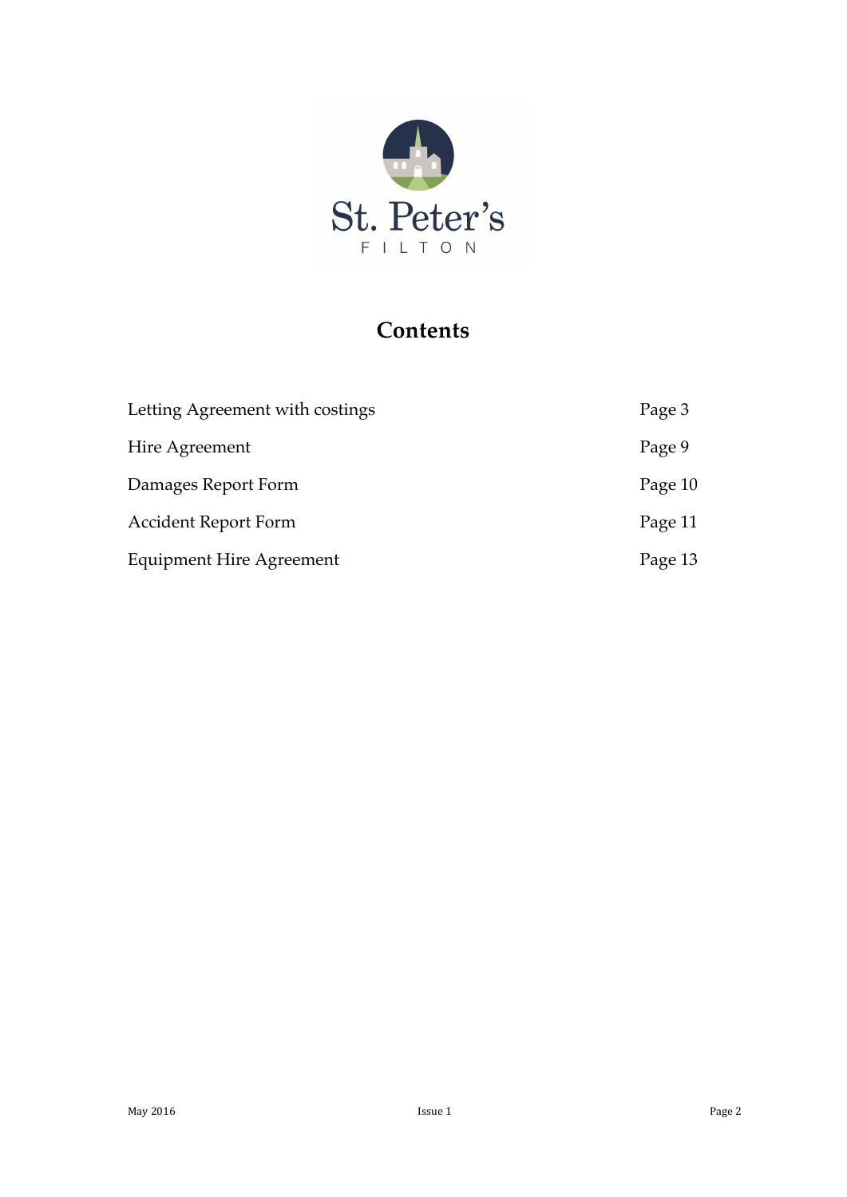St. Peter's

FILTON

# Contents

| | |
|---|---|
| Letting Agreement with costings | Page 3 |
| Hire Agreement | Page 9 |
| Damages Report Form | Page 10 |
| Accident Report Form | Page 11 |
| Equipment Hire Agreement | Page 13 |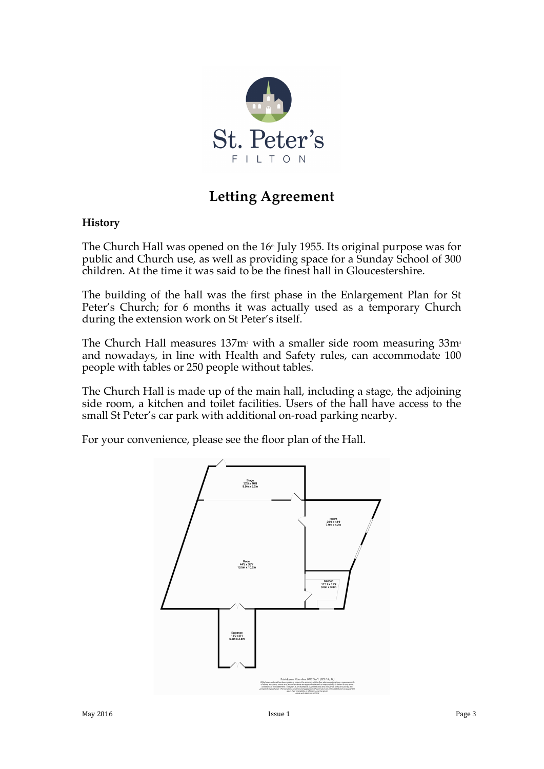St. Peter's
FILTON

# Letting Agreement

## History

The Church Hall was opened on the 16th July 1955. Its original purpose was for public and Church use, as well as providing space for a Sunday School of 300 children. At the time it was said to be the finest hall in Gloucestershire.

The building of the hall was the first phase in the Enlargement Plan for St Peter's Church; for 6 months it was actually used as a temporary Church during the extension work on St Peter's itself.

The Church Hall measures 137m$^2$ with a smaller side room measuring 33m$^2$ and nowadays, in line with Health and Safety rules, can accommodate 100 people with tables or 250 people without tables.

The Church Hall is made up of the main hall, including a stage, the adjoining side room, a kitchen and toilet facilities. Users of the hall have access to the small St Peter's car park with additional on-road parking nearby.

For your convenience, please see the floor plan of the Hall.

Stage
32'5 x 10'6
9.9m x 3.2m

Room
25'9 x 13'9
7.9m x 4.2m

Room
44'5 x 33'7
13.5m x 10.2m

Kitchen
11'11 x 11'9
3.6m x 3.6m

Entrance
18'2 x 8'1
5.5m x 2.5m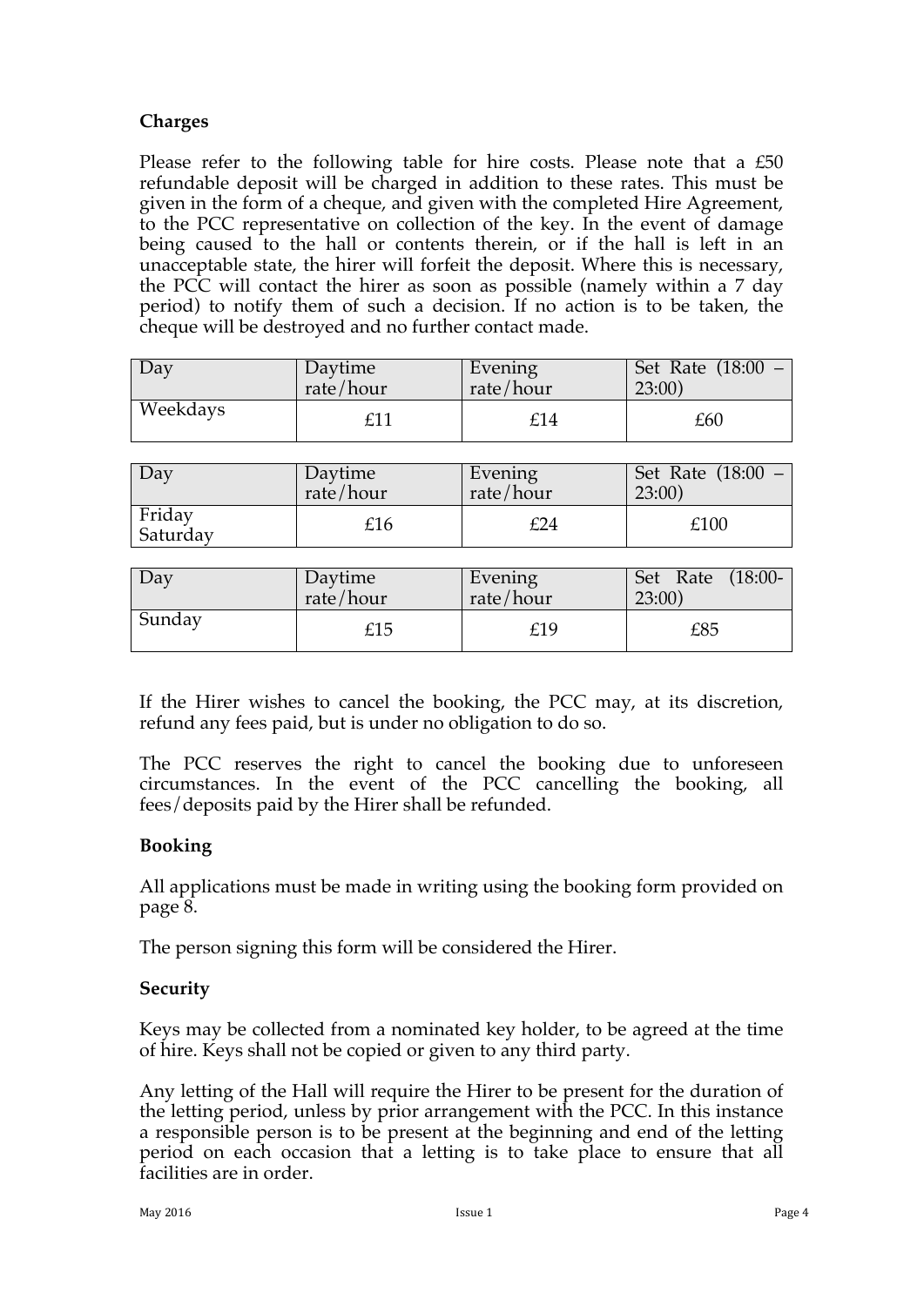**Charges**

Please refer to the following table for hire costs. Please note that a £50 refundable deposit will be charged in addition to these rates. This must be given in the form of a cheque, and given with the completed Hire Agreement, to the PCC representative on collection of the key. In the event of damage being caused to the hall or contents therein, or if the hall is left in an unacceptable state, the hirer will forfeit the deposit. Where this is necessary, the PCC will contact the hirer as soon as possible (namely within a 7 day period) to notify them of such a decision. If no action is to be taken, the cheque will be destroyed and no further contact made.

| Day | Daytime rate/hour | Evening rate/hour | Set Rate (18:00 – 23:00) |
|---|---|---|---|
| Weekdays | £11 | £14 | £60 |

| Day | Daytime rate/hour | Evening rate/hour | Set Rate (18:00 – 23:00) |
|---|---|---|---|
| Friday Saturday | £16 | £24 | £100 |

| Day | Daytime rate/hour | Evening rate/hour | Set Rate (18:00-23:00) |
|---|---|---|---|
| Sunday | £15 | £19 | £85 |

If the Hirer wishes to cancel the booking, the PCC may, at its discretion, refund any fees paid, but is under no obligation to do so.

The PCC reserves the right to cancel the booking due to unforeseen circumstances. In the event of the PCC cancelling the booking, all fees/deposits paid by the Hirer shall be refunded.

**Booking**

All applications must be made in writing using the booking form provided on page 8.

The person signing this form will be considered the Hirer.

**Security**

Keys may be collected from a nominated key holder, to be agreed at the time of hire. Keys shall not be copied or given to any third party.

Any letting of the Hall will require the Hirer to be present for the duration of the letting period, unless by prior arrangement with the PCC. In this instance a responsible person is to be present at the beginning and end of the letting period on each occasion that a letting is to take place to ensure that all facilities are in order.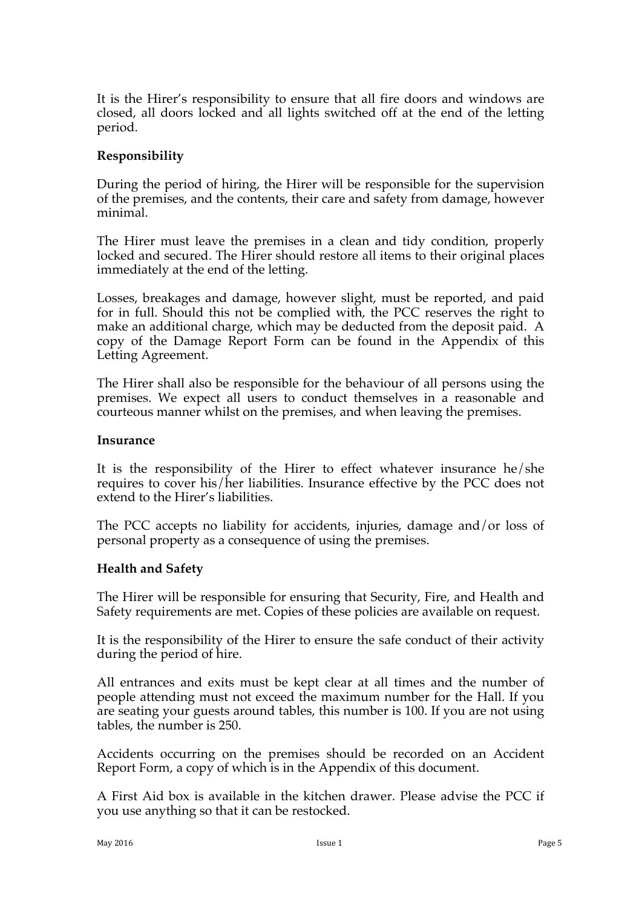It is the Hirer's responsibility to ensure that all fire doors and windows are closed, all doors locked and all lights switched off at the end of the letting period.

**Responsibility**

During the period of hiring, the Hirer will be responsible for the supervision of the premises, and the contents, their care and safety from damage, however minimal.

The Hirer must leave the premises in a clean and tidy condition, properly locked and secured. The Hirer should restore all items to their original places immediately at the end of the letting.

Losses, breakages and damage, however slight, must be reported, and paid for in full. Should this not be complied with, the PCC reserves the right to make an additional charge, which may be deducted from the deposit paid. A copy of the Damage Report Form can be found in the Appendix of this Letting Agreement.

The Hirer shall also be responsible for the behaviour of all persons using the premises. We expect all users to conduct themselves in a reasonable and courteous manner whilst on the premises, and when leaving the premises.

**Insurance**

It is the responsibility of the Hirer to effect whatever insurance he/she requires to cover his/her liabilities. Insurance effective by the PCC does not extend to the Hirer's liabilities.

The PCC accepts no liability for accidents, injuries, damage and/or loss of personal property as a consequence of using the premises.

**Health and Safety**

The Hirer will be responsible for ensuring that Security, Fire, and Health and Safety requirements are met. Copies of these policies are available on request.

It is the responsibility of the Hirer to ensure the safe conduct of their activity during the period of hire.

All entrances and exits must be kept clear at all times and the number of people attending must not exceed the maximum number for the Hall. If you are seating your guests around tables, this number is 100. If you are not using tables, the number is 250.

Accidents occurring on the premises should be recorded on an Accident Report Form, a copy of which is in the Appendix of this document.

A First Aid box is available in the kitchen drawer. Please advise the PCC if you use anything so that it can be restocked.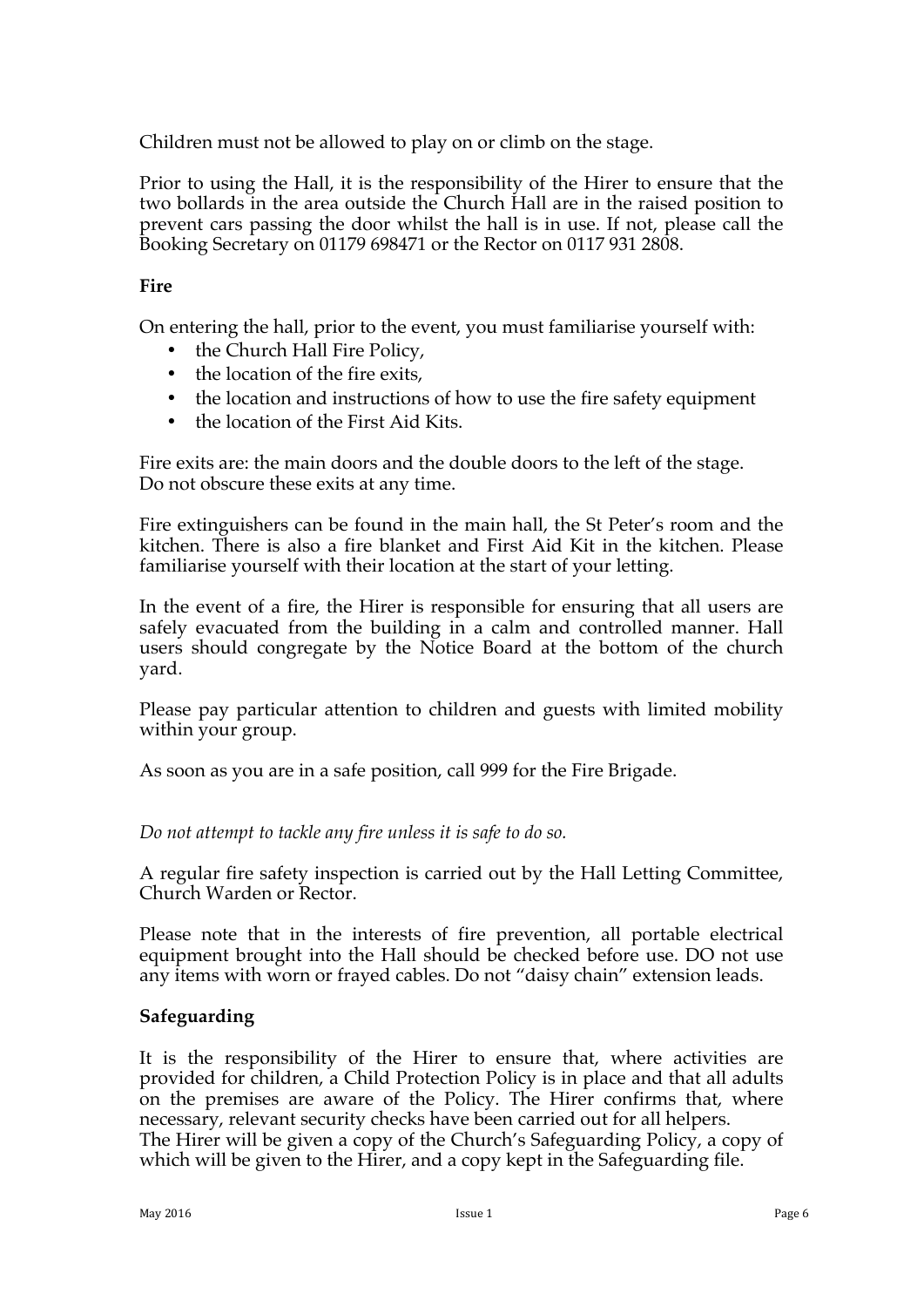Children must not be allowed to play on or climb on the stage.

Prior to using the Hall, it is the responsibility of the Hirer to ensure that the two bollards in the area outside the Church Hall are in the raised position to prevent cars passing the door whilst the hall is in use. If not, please call the Booking Secretary on 01179 698471 or the Rector on 0117 931 2808.

**Fire**

On entering the hall, prior to the event, you must familiarise yourself with:

- the Church Hall Fire Policy,
- the location of the fire exits,
- the location and instructions of how to use the fire safety equipment
- the location of the First Aid Kits.

Fire exits are: the main doors and the double doors to the left of the stage.
Do not obscure these exits at any time.

Fire extinguishers can be found in the main hall, the St Peter's room and the kitchen. There is also a fire blanket and First Aid Kit in the kitchen. Please familiarise yourself with their location at the start of your letting.

In the event of a fire, the Hirer is responsible for ensuring that all users are safely evacuated from the building in a calm and controlled manner. Hall users should congregate by the Notice Board at the bottom of the church yard.

Please pay particular attention to children and guests with limited mobility within your group.

As soon as you are in a safe position, call 999 for the Fire Brigade.

*Do not attempt to tackle any fire unless it is safe to do so.*

A regular fire safety inspection is carried out by the Hall Letting Committee, Church Warden or Rector.

Please note that in the interests of fire prevention, all portable electrical equipment brought into the Hall should be checked before use. DO not use any items with worn or frayed cables. Do not "daisy chain" extension leads.

**Safeguarding**

It is the responsibility of the Hirer to ensure that, where activities are provided for children, a Child Protection Policy is in place and that all adults on the premises are aware of the Policy. The Hirer confirms that, where necessary, relevant security checks have been carried out for all helpers.
The Hirer will be given a copy of the Church's Safeguarding Policy, a copy of which will be given to the Hirer, and a copy kept in the Safeguarding file.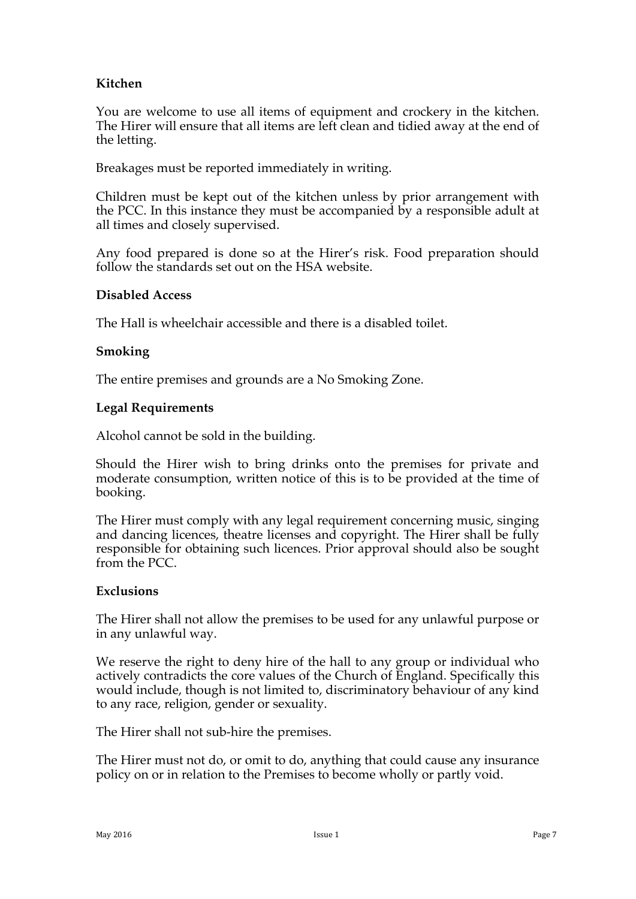### Kitchen

You are welcome to use all items of equipment and crockery in the kitchen. The Hirer will ensure that all items are left clean and tidied away at the end of the letting.

Breakages must be reported immediately in writing.

Children must be kept out of the kitchen unless by prior arrangement with the PCC. In this instance they must be accompanied by a responsible adult at all times and closely supervised.

Any food prepared is done so at the Hirer's risk. Food preparation should follow the standards set out on the HSA website.

### Disabled Access

The Hall is wheelchair accessible and there is a disabled toilet.

### Smoking

The entire premises and grounds are a No Smoking Zone.

### Legal Requirements

Alcohol cannot be sold in the building.

Should the Hirer wish to bring drinks onto the premises for private and moderate consumption, written notice of this is to be provided at the time of booking.

The Hirer must comply with any legal requirement concerning music, singing and dancing licences, theatre licenses and copyright. The Hirer shall be fully responsible for obtaining such licences. Prior approval should also be sought from the PCC.

### Exclusions

The Hirer shall not allow the premises to be used for any unlawful purpose or in any unlawful way.

We reserve the right to deny hire of the hall to any group or individual who actively contradicts the core values of the Church of England. Specifically this would include, though is not limited to, discriminatory behaviour of any kind to any race, religion, gender or sexuality.

The Hirer shall not sub-hire the premises.

The Hirer must not do, or omit to do, anything that could cause any insurance policy on or in relation to the Premises to become wholly or partly void.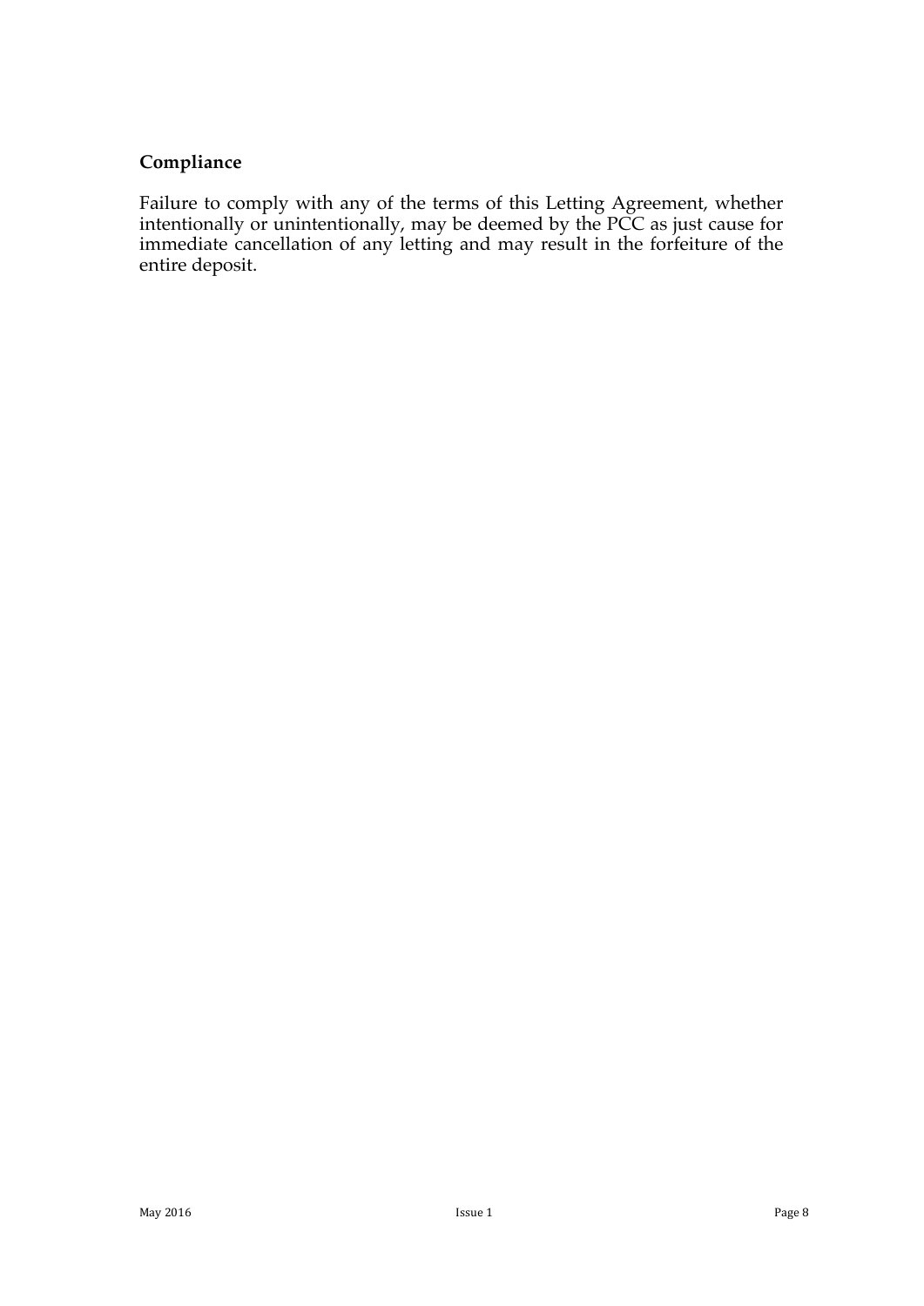## Compliance

Failure to comply with any of the terms of this Letting Agreement, whether intentionally or unintentionally, may be deemed by the PCC as just cause for immediate cancellation of any letting and may result in the forfeiture of the entire deposit.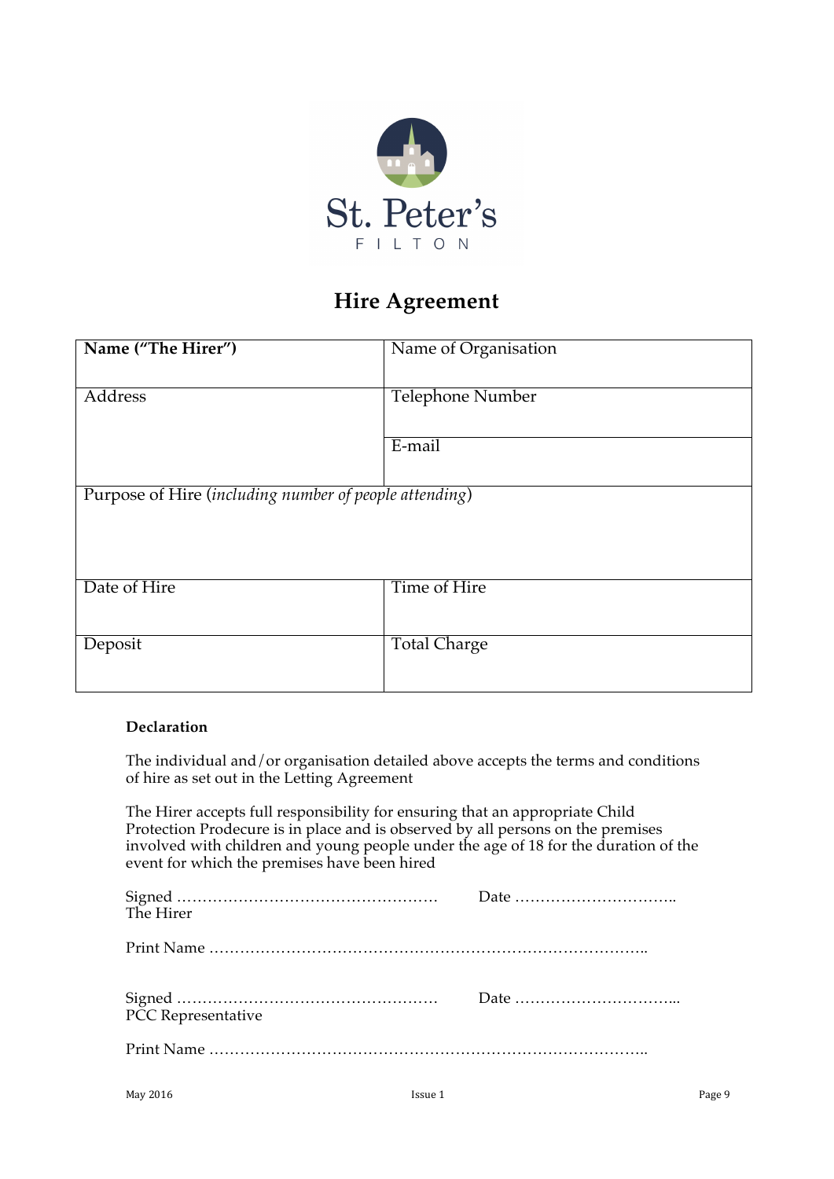St. Peter's

FILTON

# Hire Agreement

| **Name ("The Hirer")** | Name of Organisation |
|---|---|
| Address | Telephone Number |
| | E-mail |
| Purpose of Hire (*including number of people attending*) | |
| Date of Hire | Time of Hire |
| Deposit | Total Charge |

**Declaration**

The individual and/or organisation detailed above accepts the terms and conditions of hire as set out in the Letting Agreement

The Hirer accepts full responsibility for ensuring that an appropriate Child Protection Prodecure is in place and is observed by all persons on the premises involved with children and young people under the age of 18 for the duration of the event for which the premises have been hired

Signed …………………………………………… Date …………………………..
The Hirer

Print Name ………………………………………………………………………..

Signed …………………………………………… Date …………………………...
PCC Representative

Print Name ………………………………………………………………………..

May 2016 Issue 1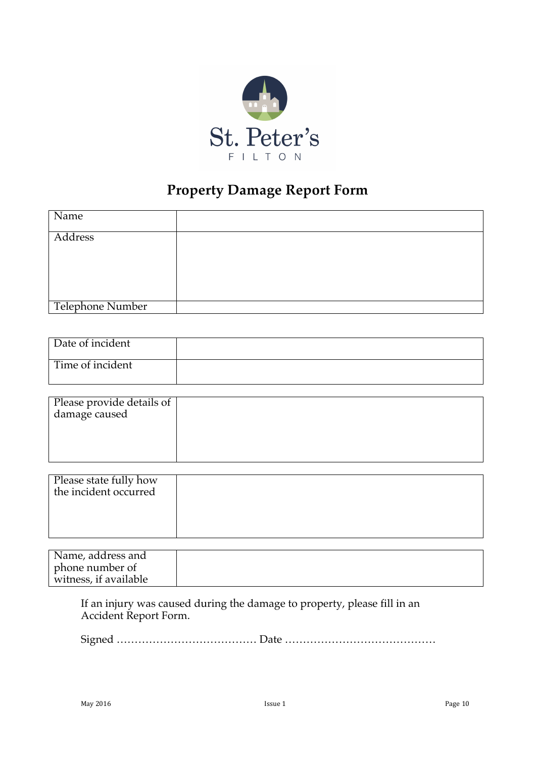St. Peter's

FILTON

# Property Damage Report Form

| | |
|---|---|
| Name | |
| Address | |
| Telephone Number | |

| | |
|---|---|
| Date of incident | |
| Time of incident | |

| | |
|---|---|
| Please provide details of damage caused | |

| | |
|---|---|
| Please state fully how the incident occurred | |

| | |
|---|---|
| Name, address and phone number of witness, if available | |

If an injury was caused during the damage to property, please fill in an Accident Report Form.

Signed ……………………………….. Date …………………………………..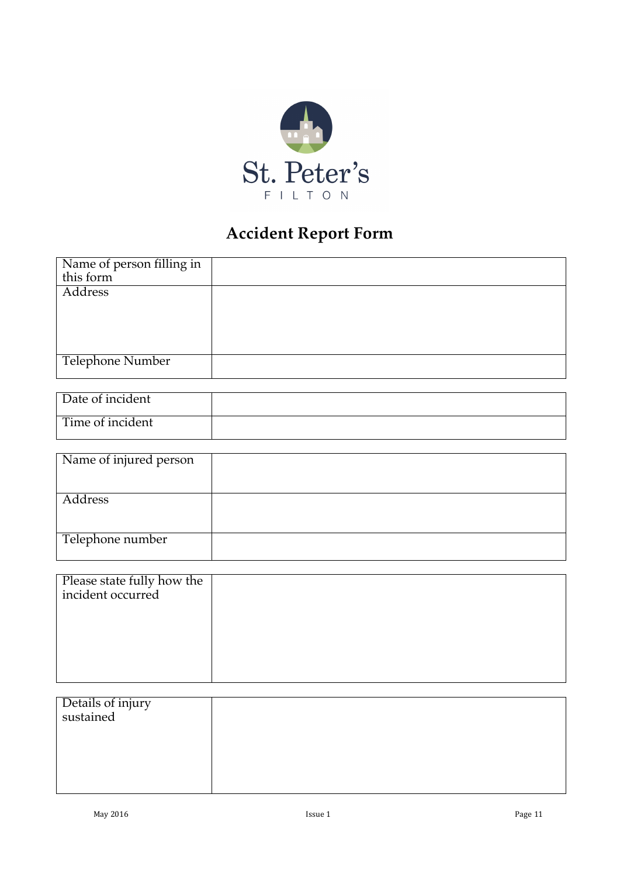St. Peter's

FILTON

# Accident Report Form

| | |
|---|---|
| Name of person filling in this form | |
| Address | |
| Telephone Number | |

| | |
|---|---|
| Date of incident | |
| Time of incident | |

| | |
|---|---|
| Name of injured person | |
| Address | |
| Telephone number | |

| | |
|---|---|
| Please state fully how the incident occurred | |

| | |
|---|---|
| Details of injury sustained | |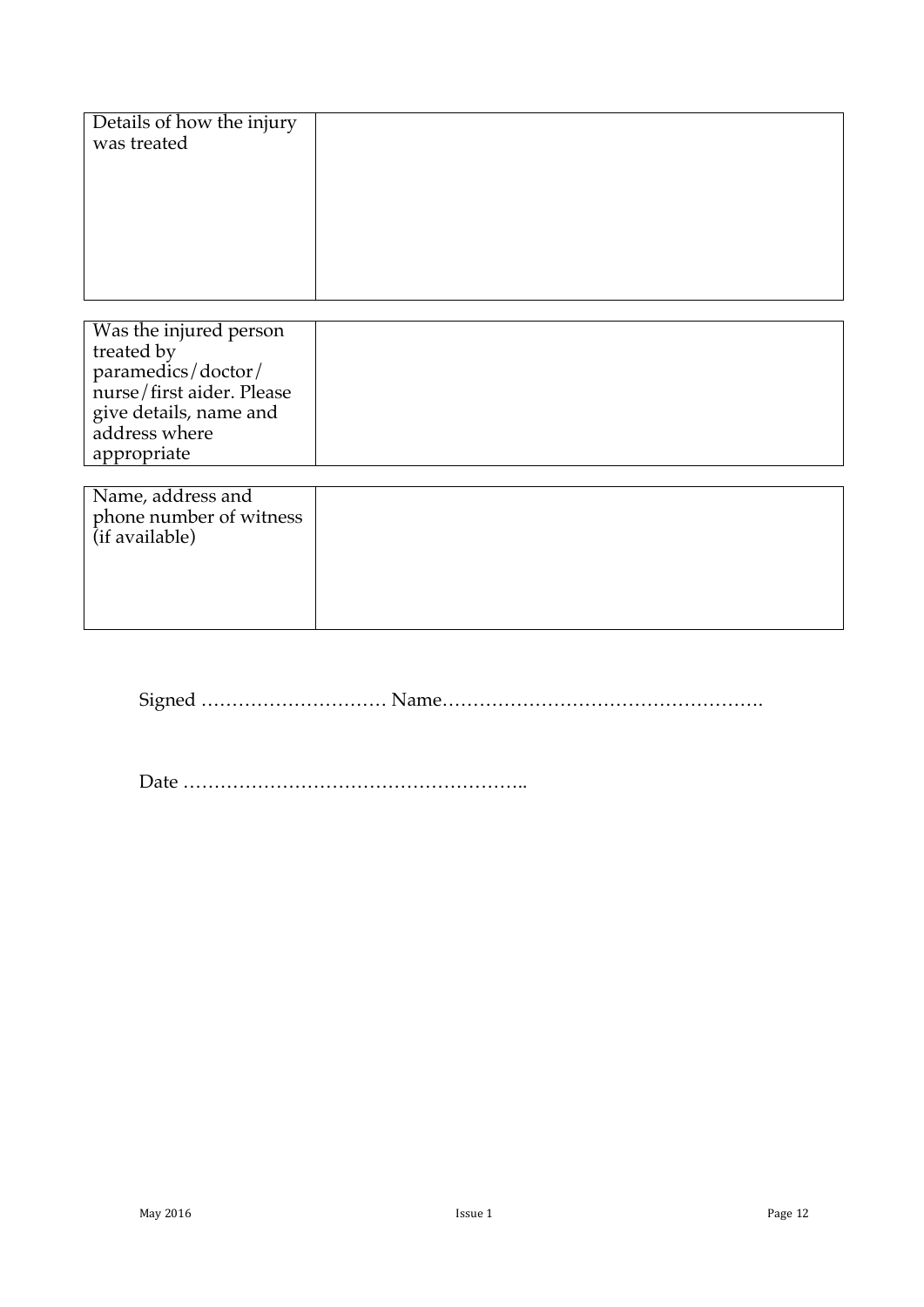| Details of how the injury was treated | |
|---|---|

| Was the injured person treated by paramedics/doctor/ nurse/first aider. Please give details, name and address where appropriate | |
|---|---|

| Name, address and phone number of witness (if available) | |
|---|---|

Signed ………………………… Name…………………………………………….

Date ………………………………………………..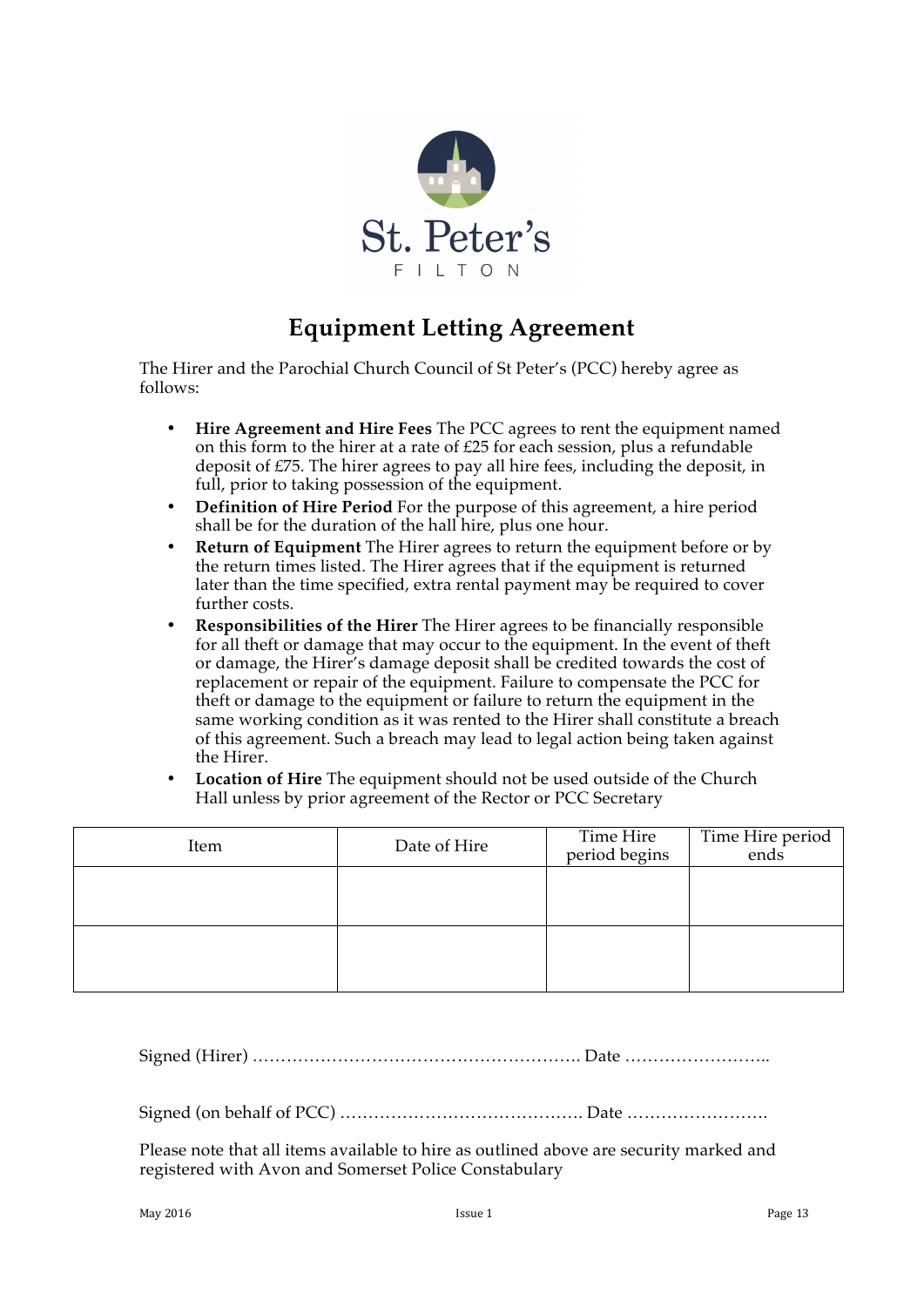St. Peter's

FILTON

# Equipment Letting Agreement

The Hirer and the Parochial Church Council of St Peter's (PCC) hereby agree as follows:

- **Hire Agreement and Hire Fees** The PCC agrees to rent the equipment named on this form to the hirer at a rate of £25 for each session, plus a refundable deposit of £75. The hirer agrees to pay all hire fees, including the deposit, in full, prior to taking possession of the equipment.
- **Definition of Hire Period** For the purpose of this agreement, a hire period shall be for the duration of the hall hire, plus one hour.
- **Return of Equipment** The Hirer agrees to return the equipment before or by the return times listed. The Hirer agrees that if the equipment is returned later than the time specified, extra rental payment may be required to cover further costs.
- **Responsibilities of the Hirer** The Hirer agrees to be financially responsible for all theft or damage that may occur to the equipment. In the event of theft or damage, the Hirer's damage deposit shall be credited towards the cost of replacement or repair of the equipment. Failure to compensate the PCC for theft or damage to the equipment or failure to return the equipment in the same working condition as it was rented to the Hirer shall constitute a breach of this agreement. Such a breach may lead to legal action being taken against the Hirer.
- **Location of Hire** The equipment should not be used outside of the Church Hall unless by prior agreement of the Rector or PCC Secretary

| Item | Date of Hire | Time Hire period begins | Time Hire period ends |
|---|---|---|---|
| | | | |
| | | | |

Signed (Hirer) …………………………………………………. Date ……………………..

Signed (on behalf of PCC) ……………………………………. Date …………………….

Please note that all items available to hire as outlined above are security marked and registered with Avon and Somerset Police Constabulary

May 2016 Issue 1